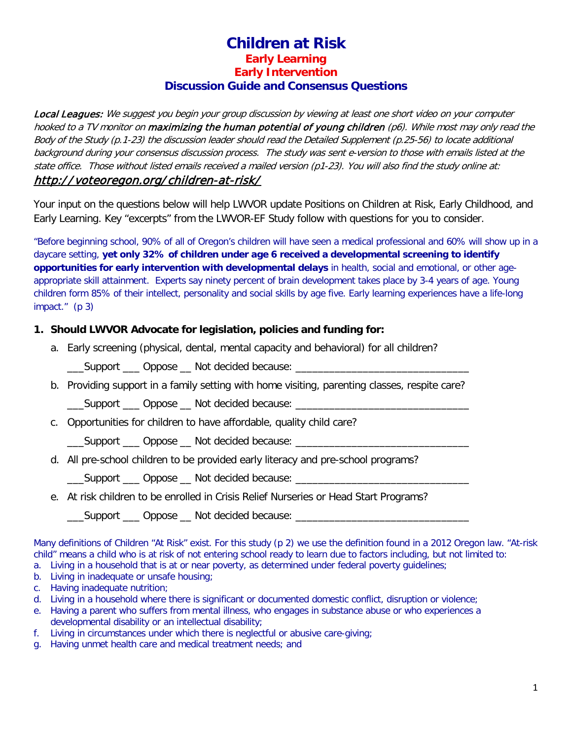# Children at Risk

## Early Learning

## Early Intervention

## Discussion Guide and Consensus Questions

*Local Leagues: We suggest you begin your group discussion by viewing at least one short video on your computer hooked to a TV monitor on **maximizing the human potential of young children** (p6). While most may only read the Body of the Study (p.1-23) the discussion leader should read the Detailed Supplement (p.25-56) to locate additional background during your consensus discussion process. The study was sent e-version to those with emails listed at the state office. Those without listed emails received a mailed version (p1-23). You will also find the study online at:*

***http://voteoregon.org/children-at-risk/***

Your input on the questions below will help LWVOR update Positions on Children at Risk, Early Childhood, and Early Learning. Key "excerpts" from the LWVOR-EF Study follow with questions for you to consider.

"Before beginning school, 90% of all of Oregon's children will have seen a medical professional and 60% will show up in a daycare setting, **yet only 32% of children under age 6 received a developmental screening to identify opportunities for early intervention with developmental delays** in health, social and emotional, or other age-appropriate skill attainment. Experts say ninety percent of brain development takes place by 3-4 years of age. Young children form 85% of their intellect, personality and social skills by age five. Early learning experiences have a life-long impact." (p 3)

**1. Should LWVOR Advocate for legislation, policies and funding for:**

a. Early screening (physical, dental, mental capacity and behavioral) for all children?

___Support ___ Oppose __ Not decided because: _______________________________

b. Providing support in a family setting with home visiting, parenting classes, respite care?

___Support ___ Oppose __ Not decided because: _______________________________

c. Opportunities for children to have affordable, quality child care?

___Support ___ Oppose __ Not decided because: _______________________________

d. All pre-school children to be provided early literacy and pre-school programs?

___Support ___ Oppose __ Not decided because: _______________________________

e. At risk children to be enrolled in Crisis Relief Nurseries or Head Start Programs?

___Support ___ Oppose __ Not decided because: _______________________________

Many definitions of Children "At Risk" exist. For this study (p 2) we use the definition found in a 2012 Oregon law. "At-risk child" means a child who is at risk of not entering school ready to learn due to factors including, but not limited to:

a. Living in a household that is at or near poverty, as determined under federal poverty guidelines;
b. Living in inadequate or unsafe housing;
c. Having inadequate nutrition;
d. Living in a household where there is significant or documented domestic conflict, disruption or violence;
e. Having a parent who suffers from mental illness, who engages in substance abuse or who experiences a developmental disability or an intellectual disability;
f. Living in circumstances under which there is neglectful or abusive care-giving;
g. Having unmet health care and medical treatment needs; and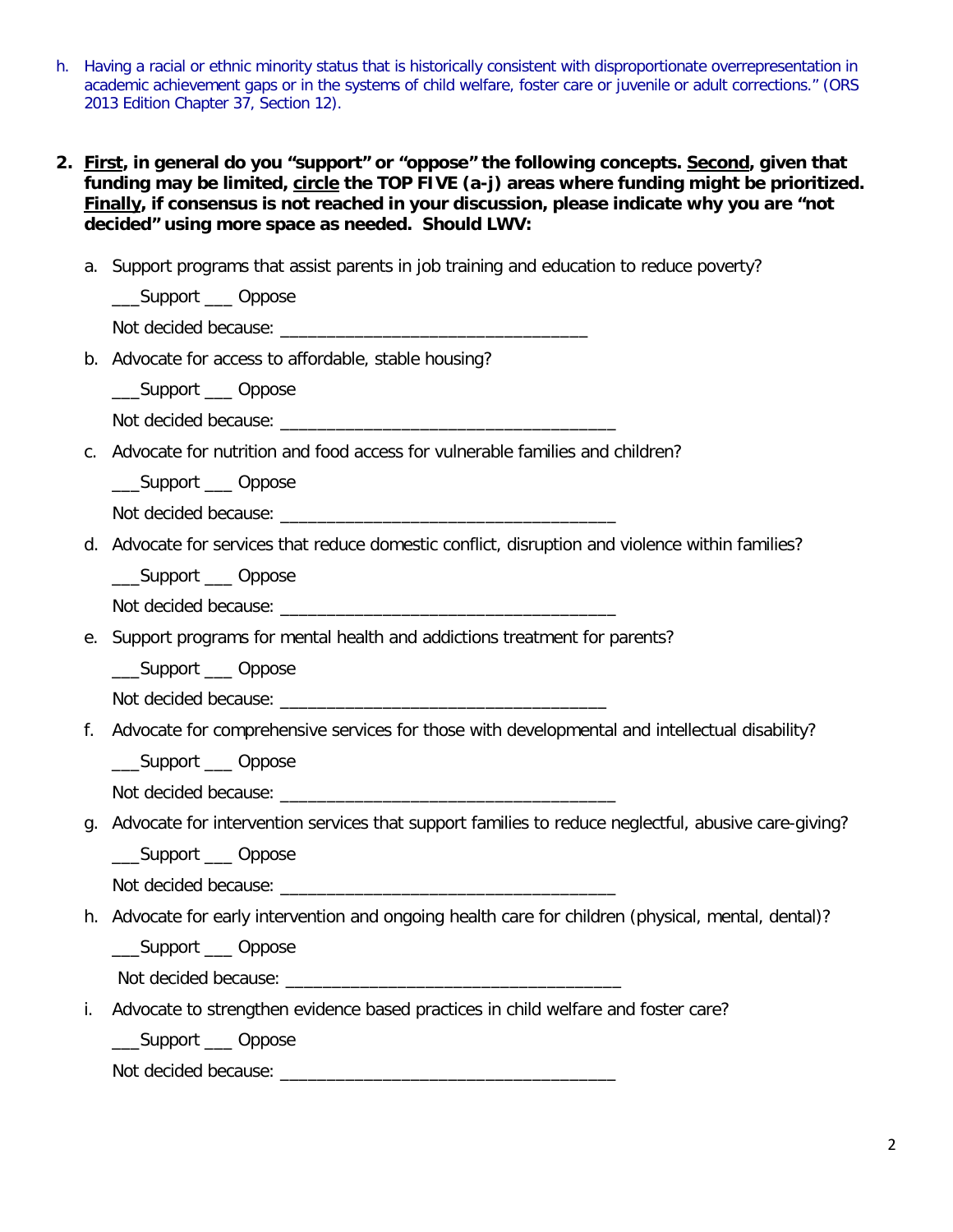h. Having a racial or ethnic minority status that is historically consistent with disproportionate overrepresentation in academic achievement gaps or in the systems of child welfare, foster care or juvenile or adult corrections." (ORS 2013 Edition Chapter 37, Section 12).

2. **<u>First</u>, in general do you "support" or "oppose" the following concepts. <u>Second</u>, given that funding may be limited, <u>circle</u> the TOP FIVE (a-j) areas where funding might be prioritized. <u>Finally</u>, if consensus is not reached in your discussion, please indicate why you are "not decided" using more space as needed. Should LWV:**

   a. Support programs that assist parents in job training and education to reduce poverty?

      ___Support ___ Oppose

      Not decided because: _________________________________

   b. Advocate for access to affordable, stable housing?

      ___Support ___ Oppose

      Not decided because: ____________________________________

   c. Advocate for nutrition and food access for vulnerable families and children?

      ___Support ___ Oppose

      Not decided because: ____________________________________

   d. Advocate for services that reduce domestic conflict, disruption and violence within families?

      ___Support ___ Oppose

      Not decided because: ____________________________________

   e. Support programs for mental health and addictions treatment for parents?

      ___Support ___ Oppose

      Not decided because: ___________________________________

   f. Advocate for comprehensive services for those with developmental and intellectual disability?

      ___Support ___ Oppose

      Not decided because: ____________________________________

   g. Advocate for intervention services that support families to reduce neglectful, abusive care-giving?

      ___Support ___ Oppose

      Not decided because: ____________________________________

   h. Advocate for early intervention and ongoing health care for children (physical, mental, dental)?

      ___Support ___ Oppose

      Not decided because: ____________________________________

   i. Advocate to strengthen evidence based practices in child welfare and foster care?

      ___Support ___ Oppose

      Not decided because: ____________________________________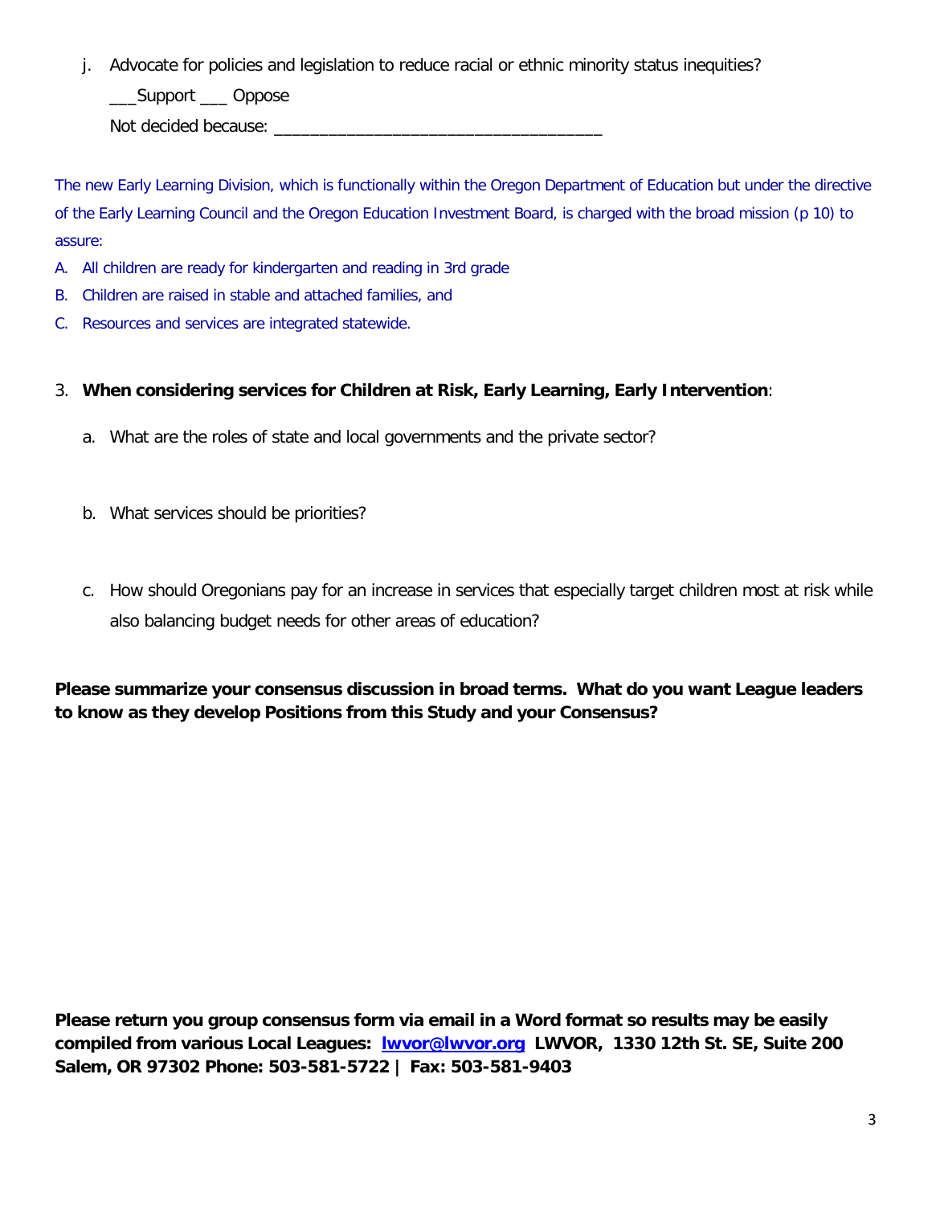j. Advocate for policies and legislation to reduce racial or ethnic minority status inequities?

___Support ___ Oppose

Not decided because: ___________________________________

The new Early Learning Division, which is functionally within the Oregon Department of Education but under the directive of the Early Learning Council and the Oregon Education Investment Board, is charged with the broad mission (p 10) to assure:

A. All children are ready for kindergarten and reading in 3rd grade
B. Children are raised in stable and attached families, and
C. Resources and services are integrated statewide.

3. **When considering services for Children at Risk, Early Learning, Early Intervention**:

   a. What are the roles of state and local governments and the private sector?

   b. What services should be priorities?

   c. How should Oregonians pay for an increase in services that especially target children most at risk while also balancing budget needs for other areas of education?

**Please summarize your consensus discussion in broad terms. What do you want League leaders to know as they develop Positions from this Study and your Consensus?**

**Please return you group consensus form via email in a Word format so results may be easily compiled from various Local Leagues: [lwvor@lwvor.org](mailto:lwvor@lwvor.org) LWVOR, 1330 12th St. SE, Suite 200 Salem, OR 97302 Phone: 503-581-5722 | Fax: 503-581-9403**